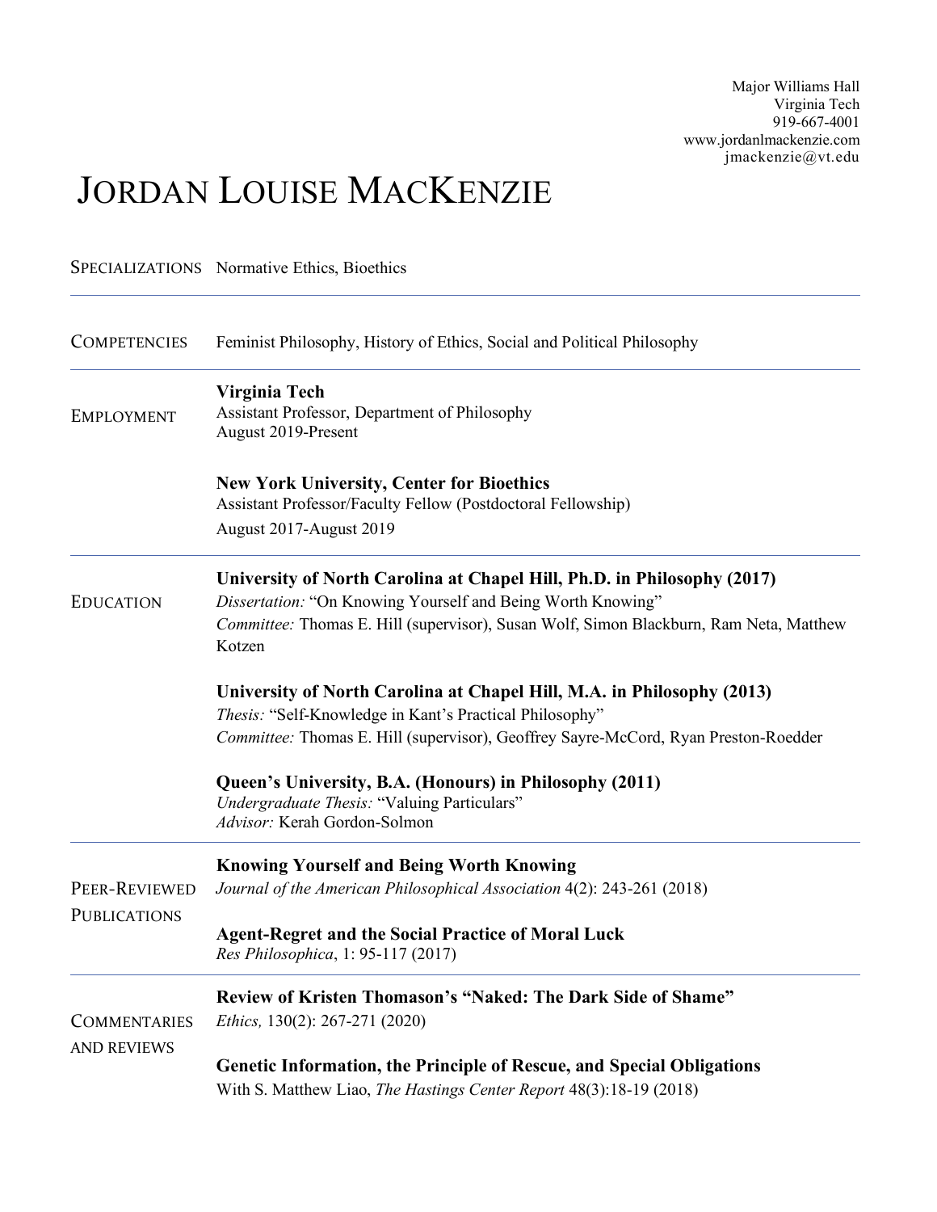Major Williams Hall
Virginia Tech
919-667-4001
www.jordanlmackenzie.com
jmackenzie@vt.edu

# JORDAN LOUISE MACKENZIE

## SPECIALIZATIONS

Normative Ethics, Bioethics

---

## COMPETENCIES

Feminist Philosophy, History of Ethics, Social and Political Philosophy

---

## EMPLOYMENT

**Virginia Tech**
Assistant Professor, Department of Philosophy
August 2019-Present

**New York University, Center for Bioethics**
Assistant Professor/Faculty Fellow (Postdoctoral Fellowship)
August 2017-August 2019

---

## EDUCATION

**University of North Carolina at Chapel Hill, Ph.D. in Philosophy (2017)**
*Dissertation:* "On Knowing Yourself and Being Worth Knowing"
*Committee:* Thomas E. Hill (supervisor), Susan Wolf, Simon Blackburn, Ram Neta, Matthew Kotzen

**University of North Carolina at Chapel Hill, M.A. in Philosophy (2013)**
*Thesis:* "Self-Knowledge in Kant's Practical Philosophy"
*Committee:* Thomas E. Hill (supervisor), Geoffrey Sayre-McCord, Ryan Preston-Roedder

**Queen's University, B.A. (Honours) in Philosophy (2011)**
*Undergraduate Thesis:* "Valuing Particulars"
*Advisor:* Kerah Gordon-Solmon

---

## PEER-REVIEWED PUBLICATIONS

**Knowing Yourself and Being Worth Knowing**
*Journal of the American Philosophical Association* 4(2): 243-261 (2018)

**Agent-Regret and the Social Practice of Moral Luck**
*Res Philosophica*, 1: 95-117 (2017)

---

## COMMENTARIES AND REVIEWS

**Review of Kristen Thomason's "Naked: The Dark Side of Shame"**
*Ethics,* 130(2): 267-271 (2020)

**Genetic Information, the Principle of Rescue, and Special Obligations**
With S. Matthew Liao, *The Hastings Center Report* 48(3):18-19 (2018)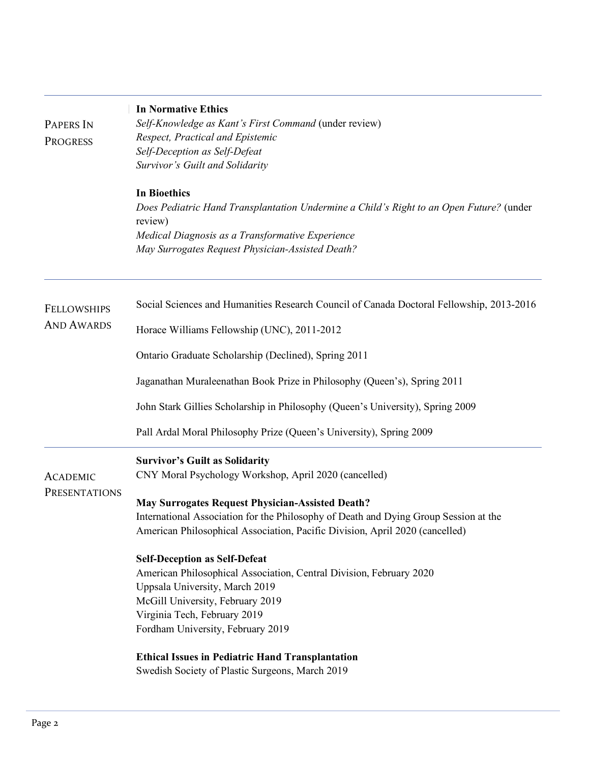## Papers In Progress

**In Normative Ethics**

*Self-Knowledge as Kant's First Command* (under review)
*Respect, Practical and Epistemic*
*Self-Deception as Self-Defeat*
*Survivor's Guilt and Solidarity*

**In Bioethics**

*Does Pediatric Hand Transplantation Undermine a Child's Right to an Open Future?* (under review)
*Medical Diagnosis as a Transformative Experience*
*May Surrogates Request Physician-Assisted Death?*

## Fellowships And Awards

Social Sciences and Humanities Research Council of Canada Doctoral Fellowship, 2013-2016

Horace Williams Fellowship (UNC), 2011-2012

Ontario Graduate Scholarship (Declined), Spring 2011

Jaganathan Muraleenathan Book Prize in Philosophy (Queen's), Spring 2011

John Stark Gillies Scholarship in Philosophy (Queen's University), Spring 2009

Pall Ardal Moral Philosophy Prize (Queen's University), Spring 2009

## Academic Presentations

**Survivor's Guilt as Solidarity**
CNY Moral Psychology Workshop, April 2020 (cancelled)

**May Surrogates Request Physician-Assisted Death?**
International Association for the Philosophy of Death and Dying Group Session at the American Philosophical Association, Pacific Division, April 2020 (cancelled)

**Self-Deception as Self-Defeat**
American Philosophical Association, Central Division, February 2020
Uppsala University, March 2019
McGill University, February 2019
Virginia Tech, February 2019
Fordham University, February 2019

**Ethical Issues in Pediatric Hand Transplantation**
Swedish Society of Plastic Surgeons, March 2019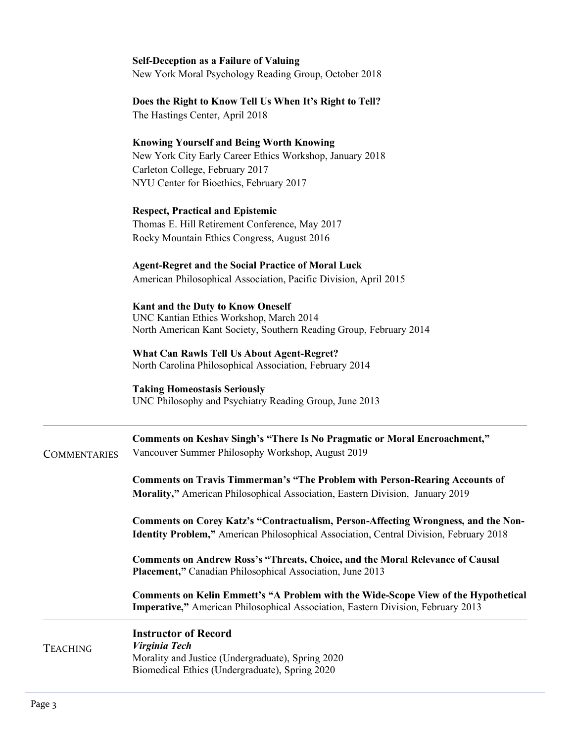**Self-Deception as a Failure of Valuing**
New York Moral Psychology Reading Group, October 2018

**Does the Right to Know Tell Us When It's Right to Tell?**
The Hastings Center, April 2018

**Knowing Yourself and Being Worth Knowing**
New York City Early Career Ethics Workshop, January 2018
Carleton College, February 2017
NYU Center for Bioethics, February 2017

**Respect, Practical and Epistemic**
Thomas E. Hill Retirement Conference, May 2017
Rocky Mountain Ethics Congress, August 2016

**Agent-Regret and the Social Practice of Moral Luck**
American Philosophical Association, Pacific Division, April 2015

**Kant and the Duty to Know Oneself**
UNC Kantian Ethics Workshop, March 2014
North American Kant Society, Southern Reading Group, February 2014

**What Can Rawls Tell Us About Agent-Regret?**
North Carolina Philosophical Association, February 2014

**Taking Homeostasis Seriously**
UNC Philosophy and Psychiatry Reading Group, June 2013

## Commentaries

**Comments on Keshav Singh's "There Is No Pragmatic or Moral Encroachment,"**
Vancouver Summer Philosophy Workshop, August 2019

**Comments on Travis Timmerman's "The Problem with Person-Rearing Accounts of Morality,"** American Philosophical Association, Eastern Division, January 2019

**Comments on Corey Katz's "Contractualism, Person-Affecting Wrongness, and the Non-Identity Problem,"** American Philosophical Association, Central Division, February 2018

**Comments on Andrew Ross's "Threats, Choice, and the Moral Relevance of Causal Placement,"** Canadian Philosophical Association, June 2013

**Comments on Kelin Emmett's "A Problem with the Wide-Scope View of the Hypothetical Imperative,"** American Philosophical Association, Eastern Division, February 2013

## Teaching

**Instructor of Record**

***Virginia Tech***
Morality and Justice (Undergraduate), Spring 2020
Biomedical Ethics (Undergraduate), Spring 2020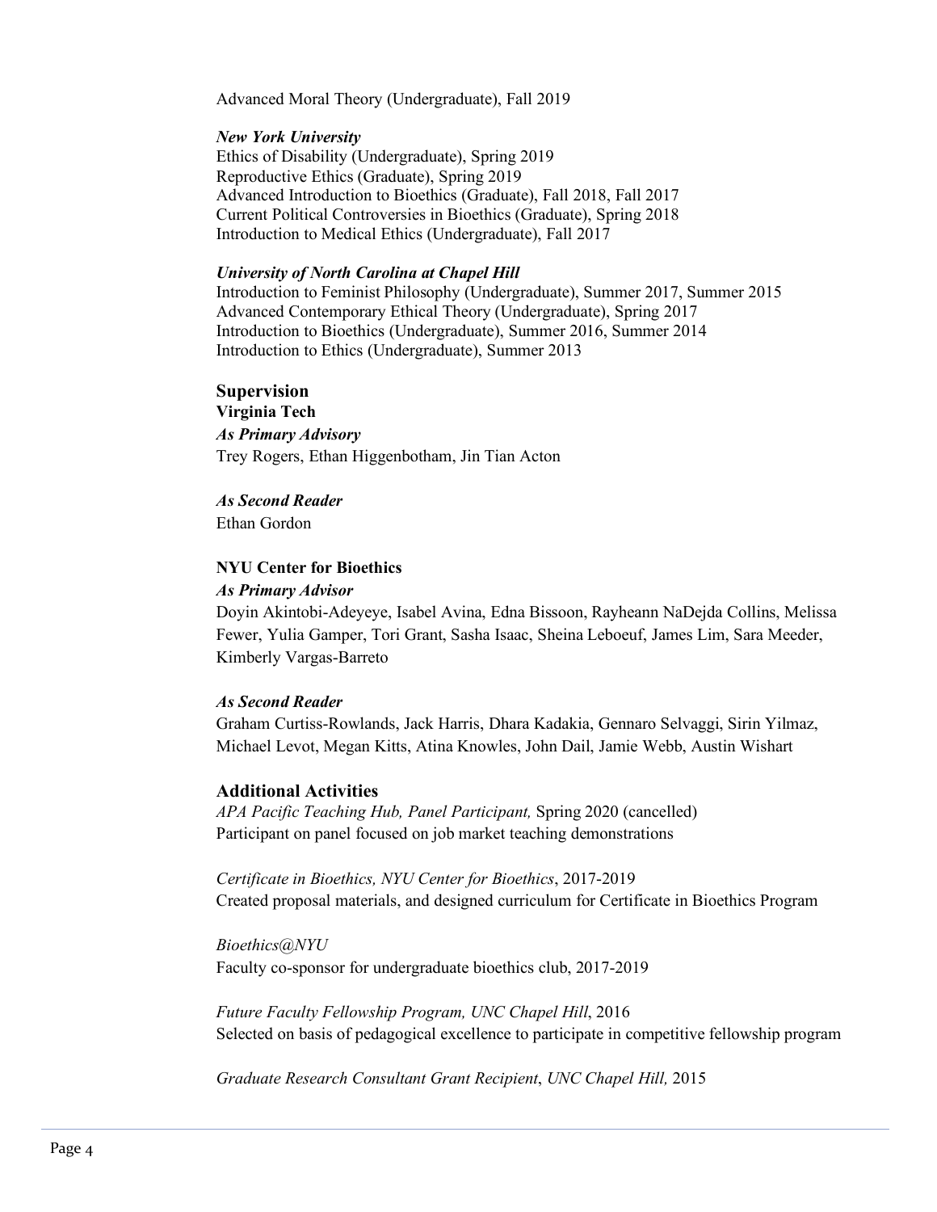Advanced Moral Theory (Undergraduate), Fall 2019

***New York University***
Ethics of Disability (Undergraduate), Spring 2019
Reproductive Ethics (Graduate), Spring 2019
Advanced Introduction to Bioethics (Graduate), Fall 2018, Fall 2017
Current Political Controversies in Bioethics (Graduate), Spring 2018
Introduction to Medical Ethics (Undergraduate), Fall 2017

***University of North Carolina at Chapel Hill***
Introduction to Feminist Philosophy (Undergraduate), Summer 2017, Summer 2015
Advanced Contemporary Ethical Theory (Undergraduate), Spring 2017
Introduction to Bioethics (Undergraduate), Summer 2016, Summer 2014
Introduction to Ethics (Undergraduate), Summer 2013

## Supervision

**Virginia Tech**

***As Primary Advisory***
Trey Rogers, Ethan Higgenbotham, Jin Tian Acton

***As Second Reader***
Ethan Gordon

**NYU Center for Bioethics**

***As Primary Advisor***
Doyin Akintobi-Adeyeye, Isabel Avina, Edna Bissoon, Rayheann NaDejda Collins, Melissa Fewer, Yulia Gamper, Tori Grant, Sasha Isaac, Sheina Leboeuf, James Lim, Sara Meeder, Kimberly Vargas-Barreto

***As Second Reader***
Graham Curtiss-Rowlands, Jack Harris, Dhara Kadakia, Gennaro Selvaggi, Sirin Yilmaz, Michael Levot, Megan Kitts, Atina Knowles, John Dail, Jamie Webb, Austin Wishart

## Additional Activities

*APA Pacific Teaching Hub, Panel Participant,* Spring 2020 (cancelled)
Participant on panel focused on job market teaching demonstrations

*Certificate in Bioethics, NYU Center for Bioethics*, 2017-2019
Created proposal materials, and designed curriculum for Certificate in Bioethics Program

*Bioethics@NYU*
Faculty co-sponsor for undergraduate bioethics club, 2017-2019

*Future Faculty Fellowship Program, UNC Chapel Hill*, 2016
Selected on basis of pedagogical excellence to participate in competitive fellowship program

*Graduate Research Consultant Grant Recipient*, *UNC Chapel Hill,* 2015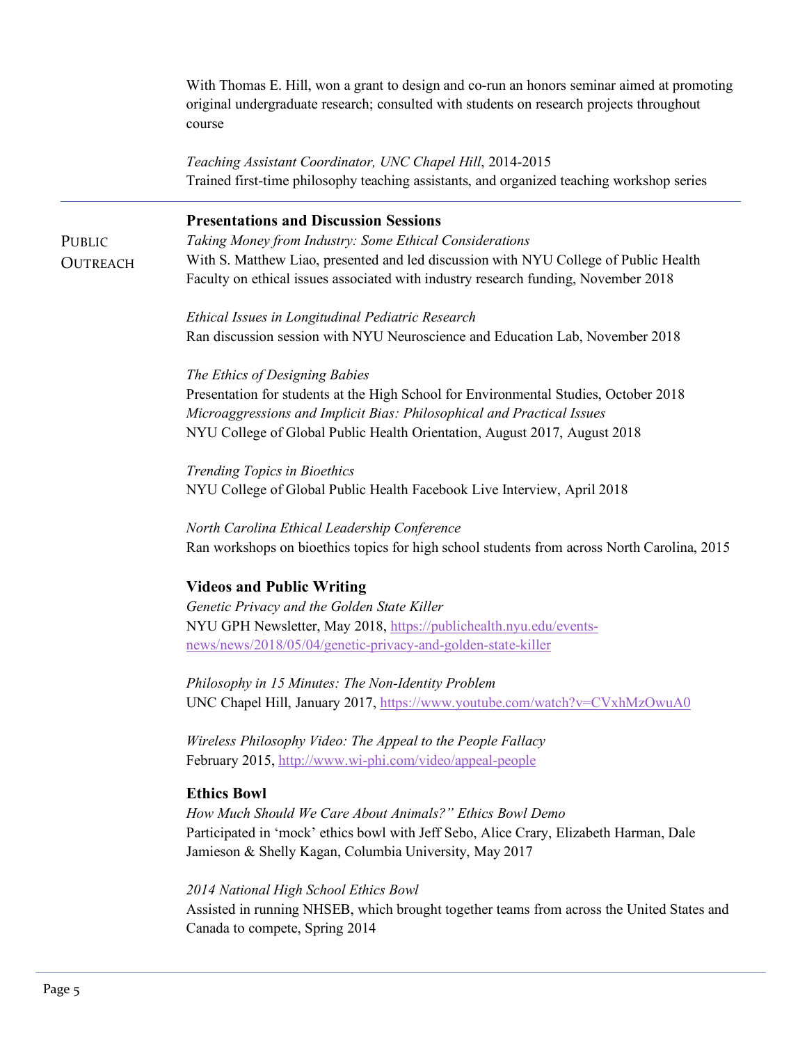With Thomas E. Hill, won a grant to design and co-run an honors seminar aimed at promoting original undergraduate research; consulted with students on research projects throughout course

*Teaching Assistant Coordinator, UNC Chapel Hill*, 2014-2015
Trained first-time philosophy teaching assistants, and organized teaching workshop series

---

## Public Outreach

### Presentations and Discussion Sessions

*Taking Money from Industry: Some Ethical Considerations*
With S. Matthew Liao, presented and led discussion with NYU College of Public Health Faculty on ethical issues associated with industry research funding, November 2018

*Ethical Issues in Longitudinal Pediatric Research*
Ran discussion session with NYU Neuroscience and Education Lab, November 2018

*The Ethics of Designing Babies*
Presentation for students at the High School for Environmental Studies, October 2018
*Microaggressions and Implicit Bias: Philosophical and Practical Issues*
NYU College of Global Public Health Orientation, August 2017, August 2018

*Trending Topics in Bioethics*
NYU College of Global Public Health Facebook Live Interview, April 2018

*North Carolina Ethical Leadership Conference*
Ran workshops on bioethics topics for high school students from across North Carolina, 2015

### Videos and Public Writing

*Genetic Privacy and the Golden State Killer*
NYU GPH Newsletter, May 2018, https://publichealth.nyu.edu/events-news/news/2018/05/04/genetic-privacy-and-golden-state-killer

*Philosophy in 15 Minutes: The Non-Identity Problem*
UNC Chapel Hill, January 2017, https://www.youtube.com/watch?v=CVxhMzOwuA0

*Wireless Philosophy Video: The Appeal to the People Fallacy*
February 2015, http://www.wi-phi.com/video/appeal-people

### Ethics Bowl

*How Much Should We Care About Animals?" Ethics Bowl Demo*
Participated in 'mock' ethics bowl with Jeff Sebo, Alice Crary, Elizabeth Harman, Dale Jamieson & Shelly Kagan, Columbia University, May 2017

*2014 National High School Ethics Bowl*
Assisted in running NHSEB, which brought together teams from across the United States and Canada to compete, Spring 2014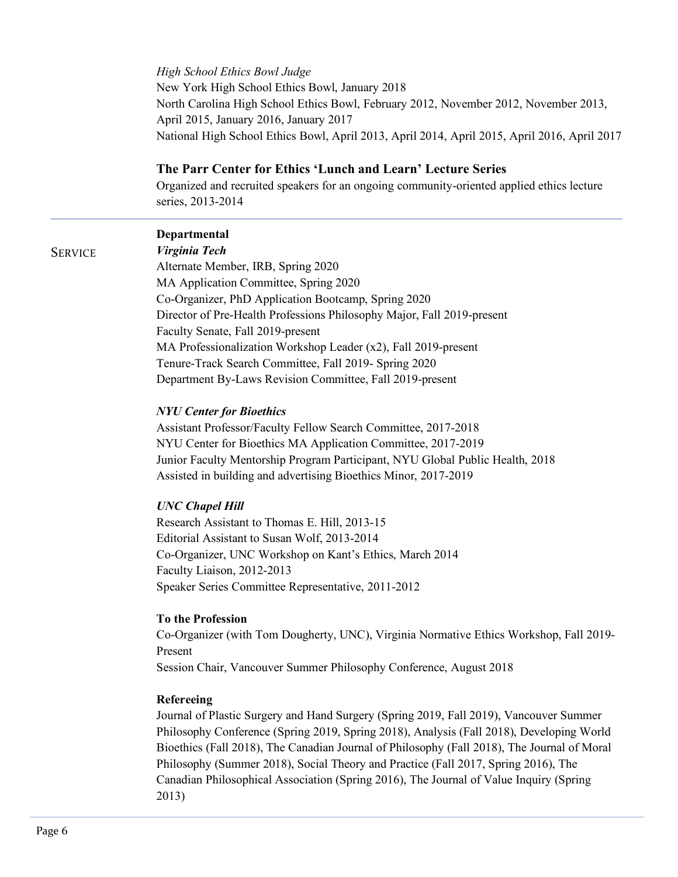*High School Ethics Bowl Judge*
New York High School Ethics Bowl, January 2018
North Carolina High School Ethics Bowl, February 2012, November 2012, November 2013, April 2015, January 2016, January 2017
National High School Ethics Bowl, April 2013, April 2014, April 2015, April 2016, April 2017

**The Parr Center for Ethics 'Lunch and Learn' Lecture Series**
Organized and recruited speakers for an ongoing community-oriented applied ethics lecture series, 2013-2014

---

## SERVICE

**Departmental**

***Virginia Tech***
Alternate Member, IRB, Spring 2020
MA Application Committee, Spring 2020
Co-Organizer, PhD Application Bootcamp, Spring 2020
Director of Pre-Health Professions Philosophy Major, Fall 2019-present
Faculty Senate, Fall 2019-present
MA Professionalization Workshop Leader (x2), Fall 2019-present
Tenure-Track Search Committee, Fall 2019- Spring 2020
Department By-Laws Revision Committee, Fall 2019-present

***NYU Center for Bioethics***
Assistant Professor/Faculty Fellow Search Committee, 2017-2018
NYU Center for Bioethics MA Application Committee, 2017-2019
Junior Faculty Mentorship Program Participant, NYU Global Public Health, 2018
Assisted in building and advertising Bioethics Minor, 2017-2019

***UNC Chapel Hill***
Research Assistant to Thomas E. Hill, 2013-15
Editorial Assistant to Susan Wolf, 2013-2014
Co-Organizer, UNC Workshop on Kant's Ethics, March 2014
Faculty Liaison, 2012-2013
Speaker Series Committee Representative, 2011-2012

**To the Profession**
Co-Organizer (with Tom Dougherty, UNC), Virginia Normative Ethics Workshop, Fall 2019-Present
Session Chair, Vancouver Summer Philosophy Conference, August 2018

**Refereeing**
Journal of Plastic Surgery and Hand Surgery (Spring 2019, Fall 2019), Vancouver Summer Philosophy Conference (Spring 2019, Spring 2018), Analysis (Fall 2018), Developing World Bioethics (Fall 2018), The Canadian Journal of Philosophy (Fall 2018), The Journal of Moral Philosophy (Summer 2018), Social Theory and Practice (Fall 2017, Spring 2016), The Canadian Philosophical Association (Spring 2016), The Journal of Value Inquiry (Spring 2013)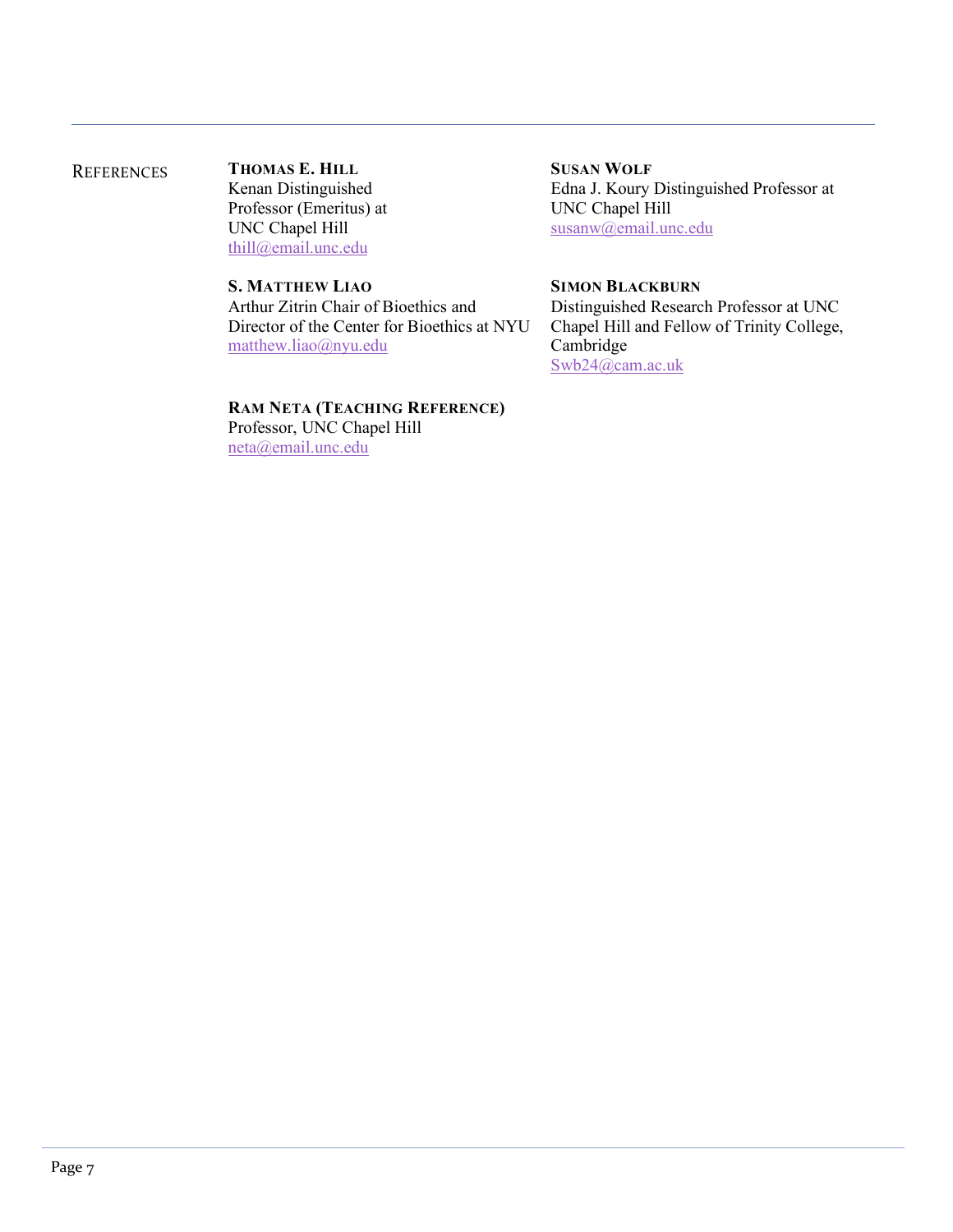## References

**Thomas E. Hill**
Kenan Distinguished Professor (Emeritus) at UNC Chapel Hill
thill@email.unc.edu

**Susan Wolf**
Edna J. Koury Distinguished Professor at UNC Chapel Hill
susanw@email.unc.edu

**S. Matthew Liao**
Arthur Zitrin Chair of Bioethics and Director of the Center for Bioethics at NYU
matthew.liao@nyu.edu

**Simon Blackburn**
Distinguished Research Professor at UNC Chapel Hill and Fellow of Trinity College, Cambridge
Swb24@cam.ac.uk

**Ram Neta (Teaching Reference)**
Professor, UNC Chapel Hill
neta@email.unc.edu